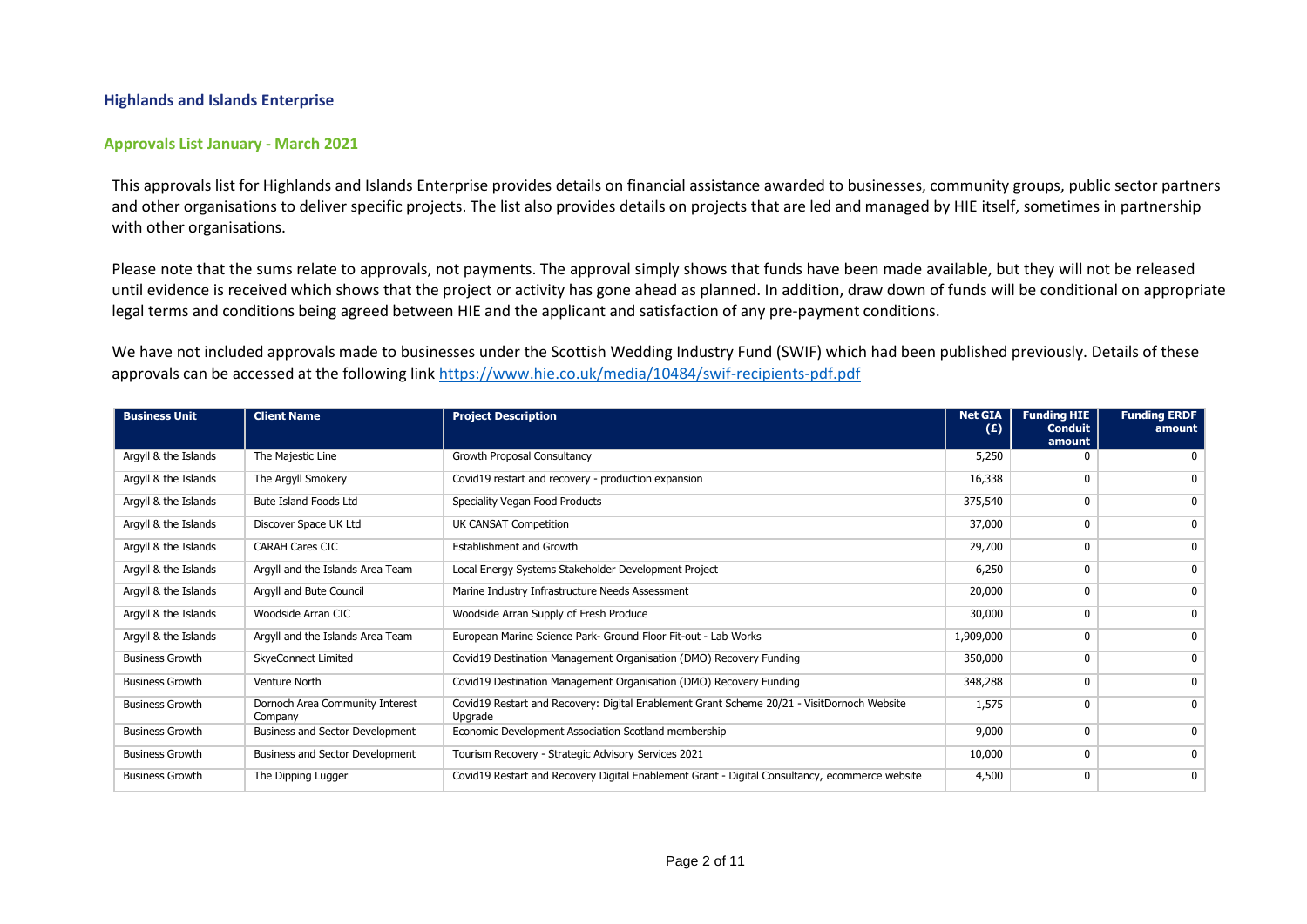## Highlands and Islands Enterprise

### Approvals List January - March 2021

This approvals list for Highlands and Islands Enterprise provides details on financial assistance awarded to businesses, community groups, public sector partners and other organisations to deliver specific projects. The list also provides details on projects that are led and managed by HIE itself, sometimes in partnership with other organisations.

Please note that the sums relate to approvals, not payments. The approval simply shows that funds have been made available, but they will not be released until evidence is received which shows that the project or activity has gone ahead as planned. In addition, draw down of funds will be conditional on appropriate legal terms and conditions being agreed between HIE and the applicant and satisfaction of any pre-payment conditions.

We have not included approvals made to businesses under the Scottish Wedding Industry Fund (SWIF) which had been published previously. Details of these approvals can be accessed at the following link https://www.hie.co.uk/media/10484/swif-recipients-pdf.pdf

| Business Unit | Client Name | Project Description | Net GIA (£) | Funding HIE Conduit amount | Funding ERDF amount |
|---|---|---|---|---|---|
| Argyll & the Islands | The Majestic Line | Growth Proposal Consultancy | 5,250 | 0 | 0 |
| Argyll & the Islands | The Argyll Smokery | Covid19 restart and recovery - production expansion | 16,338 | 0 | 0 |
| Argyll & the Islands | Bute Island Foods Ltd | Speciality Vegan Food Products | 375,540 | 0 | 0 |
| Argyll & the Islands | Discover Space UK Ltd | UK CANSAT Competition | 37,000 | 0 | 0 |
| Argyll & the Islands | CARAH Cares CIC | Establishment and Growth | 29,700 | 0 | 0 |
| Argyll & the Islands | Argyll and the Islands Area Team | Local Energy Systems Stakeholder Development Project | 6,250 | 0 | 0 |
| Argyll & the Islands | Argyll and Bute Council | Marine Industry Infrastructure Needs Assessment | 20,000 | 0 | 0 |
| Argyll & the Islands | Woodside Arran CIC | Woodside Arran Supply of Fresh Produce | 30,000 | 0 | 0 |
| Argyll & the Islands | Argyll and the Islands Area Team | European Marine Science Park- Ground Floor Fit-out - Lab Works | 1,909,000 | 0 | 0 |
| Business Growth | SkyeConnect Limited | Covid19 Destination Management Organisation (DMO) Recovery Funding | 350,000 | 0 | 0 |
| Business Growth | Venture North | Covid19 Destination Management Organisation (DMO) Recovery Funding | 348,288 | 0 | 0 |
| Business Growth | Dornoch Area Community Interest Company | Covid19 Restart and Recovery: Digital Enablement Grant Scheme 20/21 - VisitDornoch Website Upgrade | 1,575 | 0 | 0 |
| Business Growth | Business and Sector Development | Economic Development Association Scotland membership | 9,000 | 0 | 0 |
| Business Growth | Business and Sector Development | Tourism Recovery - Strategic Advisory Services 2021 | 10,000 | 0 | 0 |
| Business Growth | The Dipping Lugger | Covid19 Restart and Recovery Digital Enablement Grant - Digital Consultancy, ecommerce website | 4,500 | 0 | 0 |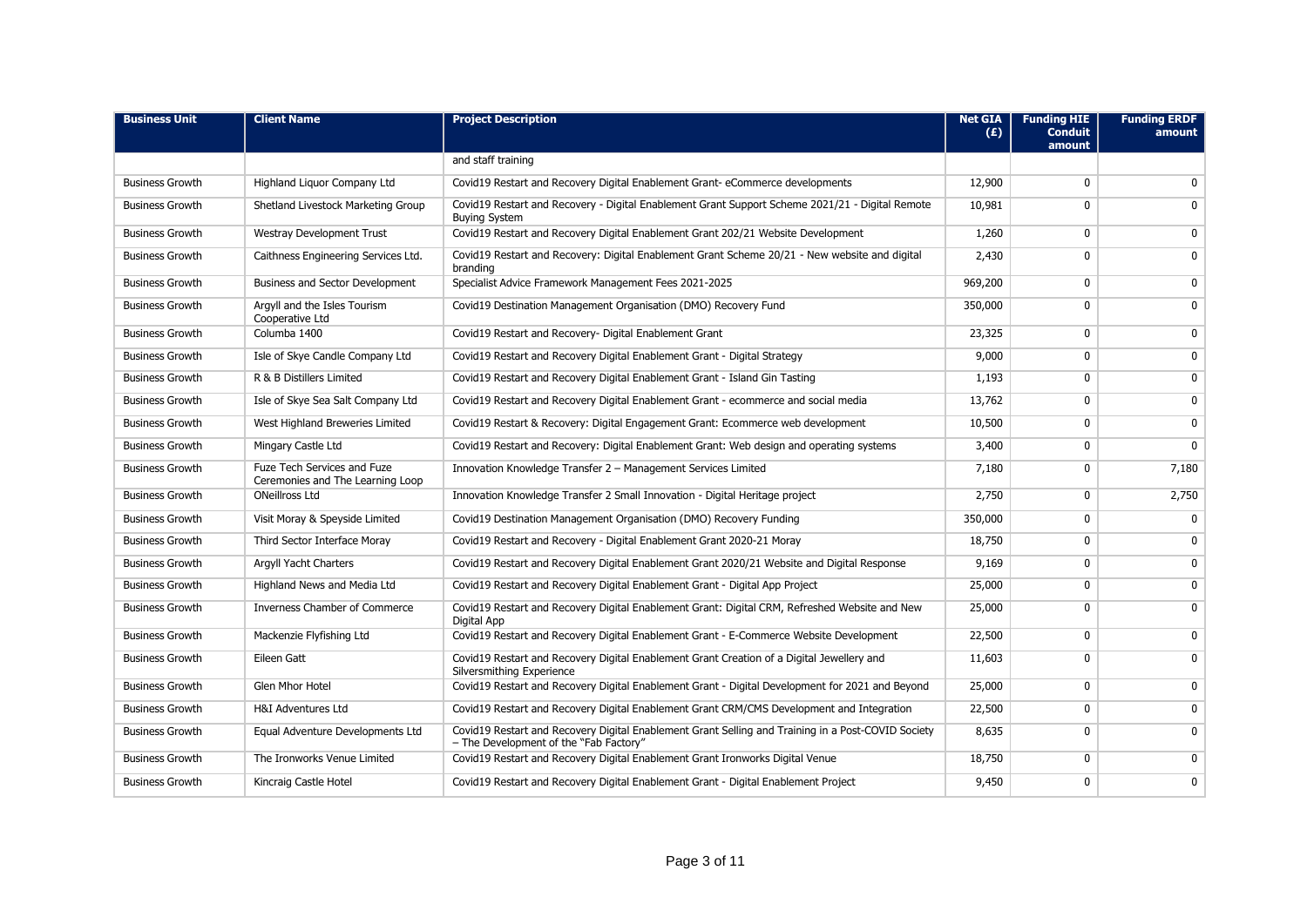| Business Unit | Client Name | Project Description | Net GIA (£) | Funding HIE Conduit amount | Funding ERDF amount |
|---|---|---|---|---|---|
| | | and staff training | | | |
| Business Growth | Highland Liquor Company Ltd | Covid19 Restart and Recovery Digital Enablement Grant- eCommerce developments | 12,900 | 0 | 0 |
| Business Growth | Shetland Livestock Marketing Group | Covid19 Restart and Recovery - Digital Enablement Grant Support Scheme 2021/21 - Digital Remote Buying System | 10,981 | 0 | 0 |
| Business Growth | Westray Development Trust | Covid19 Restart and Recovery Digital Enablement Grant 202/21 Website Development | 1,260 | 0 | 0 |
| Business Growth | Caithness Engineering Services Ltd. | Covid19 Restart and Recovery: Digital Enablement Grant Scheme 20/21 - New website and digital branding | 2,430 | 0 | 0 |
| Business Growth | Business and Sector Development | Specialist Advice Framework Management Fees 2021-2025 | 969,200 | 0 | 0 |
| Business Growth | Argyll and the Isles Tourism Cooperative Ltd | Covid19 Destination Management Organisation (DMO) Recovery Fund | 350,000 | 0 | 0 |
| Business Growth | Columba 1400 | Covid19 Restart and Recovery- Digital Enablement Grant | 23,325 | 0 | 0 |
| Business Growth | Isle of Skye Candle Company Ltd | Covid19 Restart and Recovery Digital Enablement Grant - Digital Strategy | 9,000 | 0 | 0 |
| Business Growth | R & B Distillers Limited | Covid19 Restart and Recovery Digital Enablement Grant - Island Gin Tasting | 1,193 | 0 | 0 |
| Business Growth | Isle of Skye Sea Salt Company Ltd | Covid19 Restart and Recovery Digital Enablement Grant - ecommerce and social media | 13,762 | 0 | 0 |
| Business Growth | West Highland Breweries Limited | Covid19 Restart & Recovery: Digital Engagement Grant: Ecommerce web development | 10,500 | 0 | 0 |
| Business Growth | Mingary Castle Ltd | Covid19 Restart and Recovery: Digital Enablement Grant: Web design and operating systems | 3,400 | 0 | 0 |
| Business Growth | Fuze Tech Services and Fuze Ceremonies and The Learning Loop | Innovation Knowledge Transfer 2 – Management Services Limited | 7,180 | 0 | 7,180 |
| Business Growth | ONeillross Ltd | Innovation Knowledge Transfer 2 Small Innovation - Digital Heritage project | 2,750 | 0 | 2,750 |
| Business Growth | Visit Moray & Speyside Limited | Covid19 Destination Management Organisation (DMO) Recovery Funding | 350,000 | 0 | 0 |
| Business Growth | Third Sector Interface Moray | Covid19 Restart and Recovery - Digital Enablement Grant 2020-21 Moray | 18,750 | 0 | 0 |
| Business Growth | Argyll Yacht Charters | Covid19 Restart and Recovery Digital Enablement Grant 2020/21 Website and Digital Response | 9,169 | 0 | 0 |
| Business Growth | Highland News and Media Ltd | Covid19 Restart and Recovery Digital Enablement Grant - Digital App Project | 25,000 | 0 | 0 |
| Business Growth | Inverness Chamber of Commerce | Covid19 Restart and Recovery Digital Enablement Grant: Digital CRM, Refreshed Website and New Digital App | 25,000 | 0 | 0 |
| Business Growth | Mackenzie Flyfishing Ltd | Covid19 Restart and Recovery Digital Enablement Grant - E-Commerce Website Development | 22,500 | 0 | 0 |
| Business Growth | Eileen Gatt | Covid19 Restart and Recovery Digital Enablement Grant Creation of a Digital Jewellery and Silversmithing Experience | 11,603 | 0 | 0 |
| Business Growth | Glen Mhor Hotel | Covid19 Restart and Recovery Digital Enablement Grant - Digital Development for 2021 and Beyond | 25,000 | 0 | 0 |
| Business Growth | H&I Adventures Ltd | Covid19 Restart and Recovery Digital Enablement Grant CRM/CMS Development and Integration | 22,500 | 0 | 0 |
| Business Growth | Equal Adventure Developments Ltd | Covid19 Restart and Recovery Digital Enablement Grant Selling and Training in a Post-COVID Society – The Development of the "Fab Factory" | 8,635 | 0 | 0 |
| Business Growth | The Ironworks Venue Limited | Covid19 Restart and Recovery Digital Enablement Grant Ironworks Digital Venue | 18,750 | 0 | 0 |
| Business Growth | Kincraig Castle Hotel | Covid19 Restart and Recovery Digital Enablement Grant - Digital Enablement Project | 9,450 | 0 | 0 |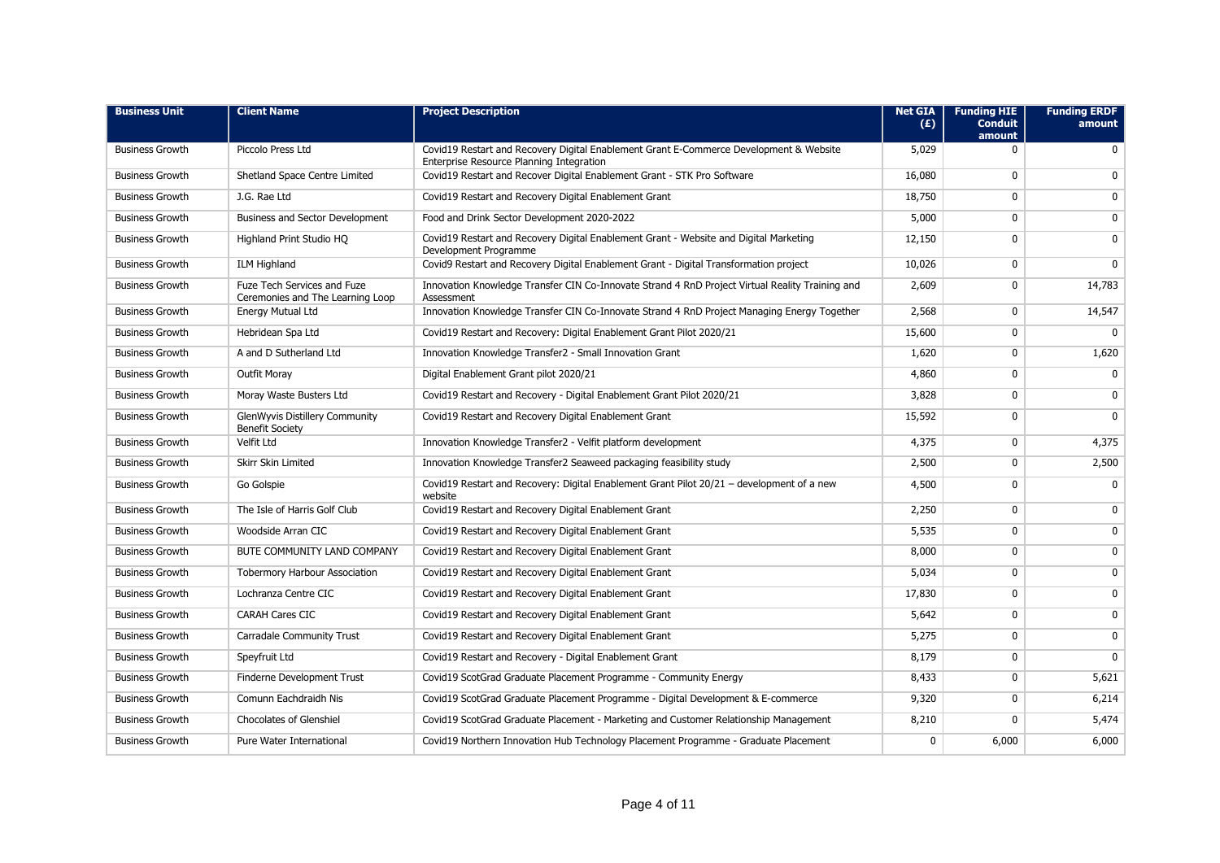| Business Unit | Client Name | Project Description | Net GIA (£) | Funding HIE Conduit amount | Funding ERDF amount |
|---|---|---|---|---|---|
| Business Growth | Piccolo Press Ltd | Covid19 Restart and Recovery Digital Enablement Grant E-Commerce Development & Website Enterprise Resource Planning Integration | 5,029 | 0 | 0 |
| Business Growth | Shetland Space Centre Limited | Covid19 Restart and Recover Digital Enablement Grant - STK Pro Software | 16,080 | 0 | 0 |
| Business Growth | J.G. Rae Ltd | Covid19 Restart and Recovery Digital Enablement Grant | 18,750 | 0 | 0 |
| Business Growth | Business and Sector Development | Food and Drink Sector Development 2020-2022 | 5,000 | 0 | 0 |
| Business Growth | Highland Print Studio HQ | Covid19 Restart and Recovery Digital Enablement Grant - Website and Digital Marketing Development Programme | 12,150 | 0 | 0 |
| Business Growth | ILM Highland | Covid9 Restart and Recovery Digital Enablement Grant - Digital Transformation project | 10,026 | 0 | 0 |
| Business Growth | Fuze Tech Services and Fuze Ceremonies and The Learning Loop | Innovation Knowledge Transfer CIN Co-Innovate Strand 4 RnD Project Virtual Reality Training and Assessment | 2,609 | 0 | 14,783 |
| Business Growth | Energy Mutual Ltd | Innovation Knowledge Transfer CIN Co-Innovate Strand 4 RnD Project Managing Energy Together | 2,568 | 0 | 14,547 |
| Business Growth | Hebridean Spa Ltd | Covid19 Restart and Recovery: Digital Enablement Grant Pilot 2020/21 | 15,600 | 0 | 0 |
| Business Growth | A and D Sutherland Ltd | Innovation Knowledge Transfer2 - Small Innovation Grant | 1,620 | 0 | 1,620 |
| Business Growth | Outfit Moray | Digital Enablement Grant pilot 2020/21 | 4,860 | 0 | 0 |
| Business Growth | Moray Waste Busters Ltd | Covid19 Restart and Recovery - Digital Enablement Grant Pilot 2020/21 | 3,828 | 0 | 0 |
| Business Growth | GlenWyvis Distillery Community Benefit Society | Covid19 Restart and Recovery Digital Enablement Grant | 15,592 | 0 | 0 |
| Business Growth | Velfit Ltd | Innovation Knowledge Transfer2 - Velfit platform development | 4,375 | 0 | 4,375 |
| Business Growth | Skirr Skin Limited | Innovation Knowledge Transfer2 Seaweed packaging feasibility study | 2,500 | 0 | 2,500 |
| Business Growth | Go Golspie | Covid19 Restart and Recovery: Digital Enablement Grant Pilot 20/21 – development of a new website | 4,500 | 0 | 0 |
| Business Growth | The Isle of Harris Golf Club | Covid19 Restart and Recovery Digital Enablement Grant | 2,250 | 0 | 0 |
| Business Growth | Woodside Arran CIC | Covid19 Restart and Recovery Digital Enablement Grant | 5,535 | 0 | 0 |
| Business Growth | BUTE COMMUNITY LAND COMPANY | Covid19 Restart and Recovery Digital Enablement Grant | 8,000 | 0 | 0 |
| Business Growth | Tobermory Harbour Association | Covid19 Restart and Recovery Digital Enablement Grant | 5,034 | 0 | 0 |
| Business Growth | Lochranza Centre CIC | Covid19 Restart and Recovery Digital Enablement Grant | 17,830 | 0 | 0 |
| Business Growth | CARAH Cares CIC | Covid19 Restart and Recovery Digital Enablement Grant | 5,642 | 0 | 0 |
| Business Growth | Carradale Community Trust | Covid19 Restart and Recovery Digital Enablement Grant | 5,275 | 0 | 0 |
| Business Growth | Speyfruit Ltd | Covid19 Restart and Recovery - Digital Enablement Grant | 8,179 | 0 | 0 |
| Business Growth | Finderne Development Trust | Covid19 ScotGrad Graduate Placement Programme - Community Energy | 8,433 | 0 | 5,621 |
| Business Growth | Comunn Eachdraidh Nis | Covid19 ScotGrad Graduate Placement Programme - Digital Development & E-commerce | 9,320 | 0 | 6,214 |
| Business Growth | Chocolates of Glenshiel | Covid19 ScotGrad Graduate Placement - Marketing and Customer Relationship Management | 8,210 | 0 | 5,474 |
| Business Growth | Pure Water International | Covid19 Northern Innovation Hub Technology Placement Programme - Graduate Placement | 0 | 6,000 | 6,000 |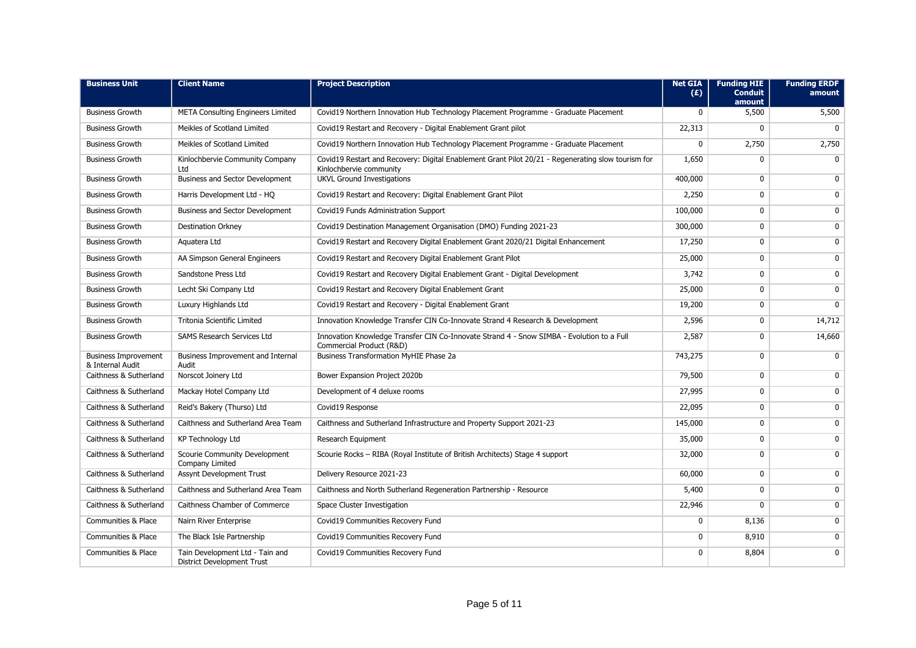| Business Unit | Client Name | Project Description | Net GIA (£) | Funding HIE Conduit amount | Funding ERDF amount |
|---|---|---|---|---|---|
| Business Growth | META Consulting Engineers Limited | Covid19 Northern Innovation Hub Technology Placement Programme - Graduate Placement | 0 | 5,500 | 5,500 |
| Business Growth | Meikles of Scotland Limited | Covid19 Restart and Recovery - Digital Enablement Grant pilot | 22,313 | 0 | 0 |
| Business Growth | Meikles of Scotland Limited | Covid19 Northern Innovation Hub Technology Placement Programme - Graduate Placement | 0 | 2,750 | 2,750 |
| Business Growth | Kinlochbervie Community Company Ltd | Covid19 Restart and Recovery: Digital Enablement Grant Pilot 20/21 - Regenerating slow tourism for Kinlochbervie community | 1,650 | 0 | 0 |
| Business Growth | Business and Sector Development | UKVL Ground Investigations | 400,000 | 0 | 0 |
| Business Growth | Harris Development Ltd - HQ | Covid19 Restart and Recovery: Digital Enablement Grant Pilot | 2,250 | 0 | 0 |
| Business Growth | Business and Sector Development | Covid19 Funds Administration Support | 100,000 | 0 | 0 |
| Business Growth | Destination Orkney | Covid19 Destination Management Organisation (DMO) Funding 2021-23 | 300,000 | 0 | 0 |
| Business Growth | Aquatera Ltd | Covid19 Restart and Recovery Digital Enablement Grant 2020/21 Digital Enhancement | 17,250 | 0 | 0 |
| Business Growth | AA Simpson General Engineers | Covid19 Restart and Recovery Digital Enablement Grant Pilot | 25,000 | 0 | 0 |
| Business Growth | Sandstone Press Ltd | Covid19 Restart and Recovery Digital Enablement Grant - Digital Development | 3,742 | 0 | 0 |
| Business Growth | Lecht Ski Company Ltd | Covid19 Restart and Recovery Digital Enablement Grant | 25,000 | 0 | 0 |
| Business Growth | Luxury Highlands Ltd | Covid19 Restart and Recovery - Digital Enablement Grant | 19,200 | 0 | 0 |
| Business Growth | Tritonia Scientific Limited | Innovation Knowledge Transfer CIN Co-Innovate Strand 4 Research & Development | 2,596 | 0 | 14,712 |
| Business Growth | SAMS Research Services Ltd | Innovation Knowledge Transfer CIN Co-Innovate Strand 4 - Snow SIMBA - Evolution to a Full Commercial Product (R&D) | 2,587 | 0 | 14,660 |
| Business Improvement & Internal Audit | Business Improvement and Internal Audit | Business Transformation MyHIE Phase 2a | 743,275 | 0 | 0 |
| Caithness & Sutherland | Norscot Joinery Ltd | Bower Expansion Project 2020b | 79,500 | 0 | 0 |
| Caithness & Sutherland | Mackay Hotel Company Ltd | Development of 4 deluxe rooms | 27,995 | 0 | 0 |
| Caithness & Sutherland | Reid's Bakery (Thurso) Ltd | Covid19 Response | 22,095 | 0 | 0 |
| Caithness & Sutherland | Caithness and Sutherland Area Team | Caithness and Sutherland Infrastructure and Property Support 2021-23 | 145,000 | 0 | 0 |
| Caithness & Sutherland | KP Technology Ltd | Research Equipment | 35,000 | 0 | 0 |
| Caithness & Sutherland | Scourie Community Development Company Limited | Scourie Rocks – RIBA (Royal Institute of British Architects) Stage 4 support | 32,000 | 0 | 0 |
| Caithness & Sutherland | Assynt Development Trust | Delivery Resource 2021-23 | 60,000 | 0 | 0 |
| Caithness & Sutherland | Caithness and Sutherland Area Team | Caithness and North Sutherland Regeneration Partnership - Resource | 5,400 | 0 | 0 |
| Caithness & Sutherland | Caithness Chamber of Commerce | Space Cluster Investigation | 22,946 | 0 | 0 |
| Communities & Place | Nairn River Enterprise | Covid19 Communities Recovery Fund | 0 | 8,136 | 0 |
| Communities & Place | The Black Isle Partnership | Covid19 Communities Recovery Fund | 0 | 8,910 | 0 |
| Communities & Place | Tain Development Ltd - Tain and District Development Trust | Covid19 Communities Recovery Fund | 0 | 8,804 | 0 |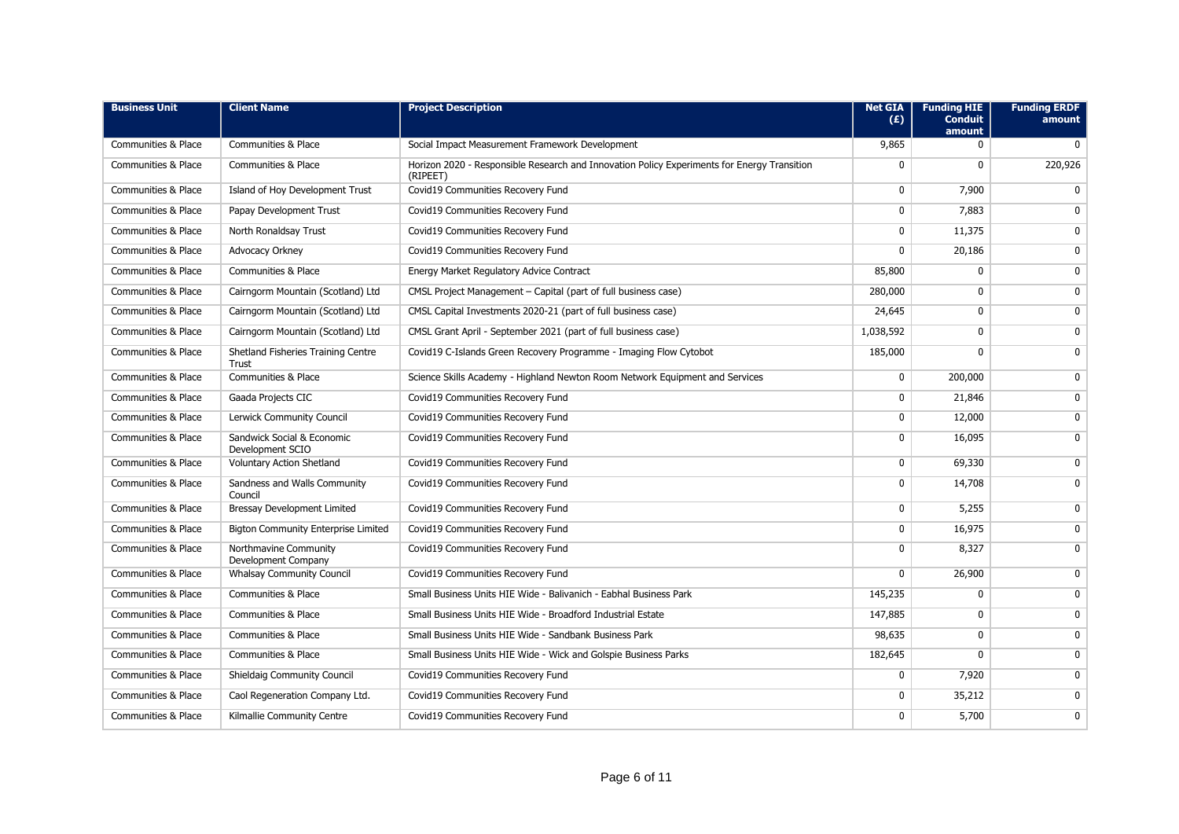| Business Unit | Client Name | Project Description | Net GIA (£) | Funding HIE Conduit amount | Funding ERDF amount |
|---|---|---|---|---|---|
| Communities & Place | Communities & Place | Social Impact Measurement Framework Development | 9,865 | 0 | 0 |
| Communities & Place | Communities & Place | Horizon 2020 - Responsible Research and Innovation Policy Experiments for Energy Transition (RIPEET) | 0 | 0 | 220,926 |
| Communities & Place | Island of Hoy Development Trust | Covid19 Communities Recovery Fund | 0 | 7,900 | 0 |
| Communities & Place | Papay Development Trust | Covid19 Communities Recovery Fund | 0 | 7,883 | 0 |
| Communities & Place | North Ronaldsay Trust | Covid19 Communities Recovery Fund | 0 | 11,375 | 0 |
| Communities & Place | Advocacy Orkney | Covid19 Communities Recovery Fund | 0 | 20,186 | 0 |
| Communities & Place | Communities & Place | Energy Market Regulatory Advice Contract | 85,800 | 0 | 0 |
| Communities & Place | Cairngorm Mountain (Scotland) Ltd | CMSL Project Management – Capital (part of full business case) | 280,000 | 0 | 0 |
| Communities & Place | Cairngorm Mountain (Scotland) Ltd | CMSL Capital Investments 2020-21 (part of full business case) | 24,645 | 0 | 0 |
| Communities & Place | Cairngorm Mountain (Scotland) Ltd | CMSL Grant April - September 2021 (part of full business case) | 1,038,592 | 0 | 0 |
| Communities & Place | Shetland Fisheries Training Centre Trust | Covid19 C-Islands Green Recovery Programme - Imaging Flow Cytobot | 185,000 | 0 | 0 |
| Communities & Place | Communities & Place | Science Skills Academy - Highland Newton Room Network Equipment and Services | 0 | 200,000 | 0 |
| Communities & Place | Gaada Projects CIC | Covid19 Communities Recovery Fund | 0 | 21,846 | 0 |
| Communities & Place | Lerwick Community Council | Covid19 Communities Recovery Fund | 0 | 12,000 | 0 |
| Communities & Place | Sandwick Social & Economic Development SCIO | Covid19 Communities Recovery Fund | 0 | 16,095 | 0 |
| Communities & Place | Voluntary Action Shetland | Covid19 Communities Recovery Fund | 0 | 69,330 | 0 |
| Communities & Place | Sandness and Walls Community Council | Covid19 Communities Recovery Fund | 0 | 14,708 | 0 |
| Communities & Place | Bressay Development Limited | Covid19 Communities Recovery Fund | 0 | 5,255 | 0 |
| Communities & Place | Bigton Community Enterprise Limited | Covid19 Communities Recovery Fund | 0 | 16,975 | 0 |
| Communities & Place | Northmavine Community Development Company | Covid19 Communities Recovery Fund | 0 | 8,327 | 0 |
| Communities & Place | Whalsay Community Council | Covid19 Communities Recovery Fund | 0 | 26,900 | 0 |
| Communities & Place | Communities & Place | Small Business Units HIE Wide - Balivanich - Eabhal Business Park | 145,235 | 0 | 0 |
| Communities & Place | Communities & Place | Small Business Units HIE Wide - Broadford Industrial Estate | 147,885 | 0 | 0 |
| Communities & Place | Communities & Place | Small Business Units HIE Wide - Sandbank Business Park | 98,635 | 0 | 0 |
| Communities & Place | Communities & Place | Small Business Units HIE Wide - Wick and Golspie Business Parks | 182,645 | 0 | 0 |
| Communities & Place | Shieldaig Community Council | Covid19 Communities Recovery Fund | 0 | 7,920 | 0 |
| Communities & Place | Caol Regeneration Company Ltd. | Covid19 Communities Recovery Fund | 0 | 35,212 | 0 |
| Communities & Place | Kilmallie Community Centre | Covid19 Communities Recovery Fund | 0 | 5,700 | 0 |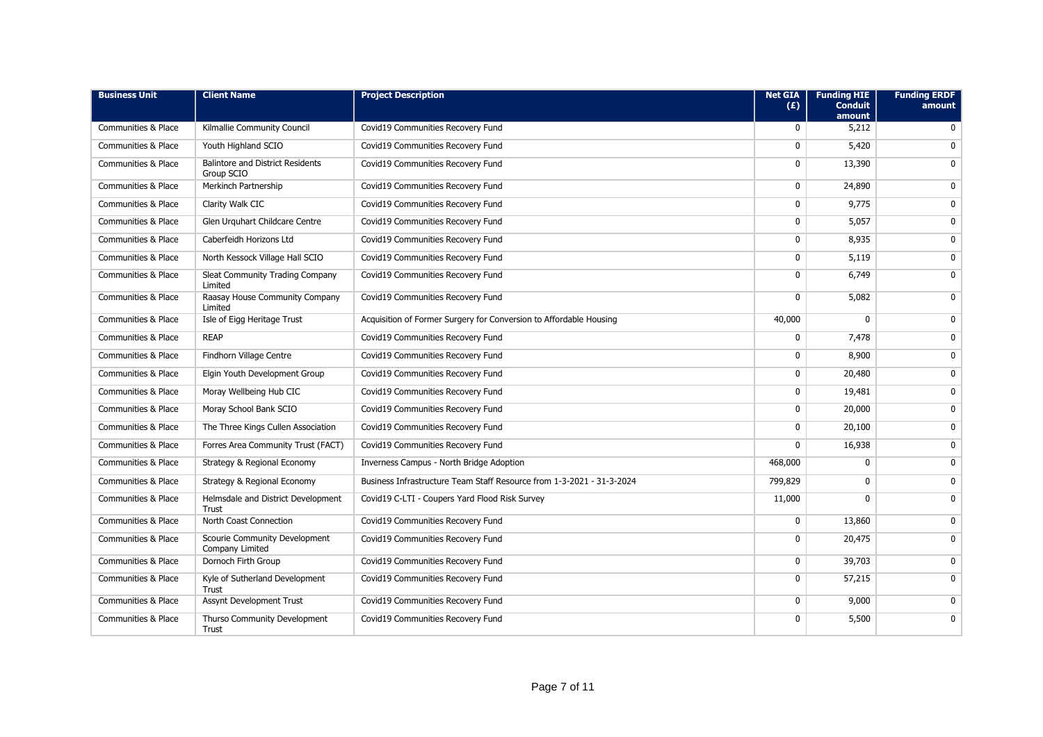| Business Unit | Client Name | Project Description | Net GIA (£) | Funding HIE Conduit amount | Funding ERDF amount |
|---|---|---|---|---|---|
| Communities & Place | Kilmallie Community Council | Covid19 Communities Recovery Fund | 0 | 5,212 | 0 |
| Communities & Place | Youth Highland SCIO | Covid19 Communities Recovery Fund | 0 | 5,420 | 0 |
| Communities & Place | Balintore and District Residents Group SCIO | Covid19 Communities Recovery Fund | 0 | 13,390 | 0 |
| Communities & Place | Merkinch Partnership | Covid19 Communities Recovery Fund | 0 | 24,890 | 0 |
| Communities & Place | Clarity Walk CIC | Covid19 Communities Recovery Fund | 0 | 9,775 | 0 |
| Communities & Place | Glen Urquhart Childcare Centre | Covid19 Communities Recovery Fund | 0 | 5,057 | 0 |
| Communities & Place | Caberfeidh Horizons Ltd | Covid19 Communities Recovery Fund | 0 | 8,935 | 0 |
| Communities & Place | North Kessock Village Hall SCIO | Covid19 Communities Recovery Fund | 0 | 5,119 | 0 |
| Communities & Place | Sleat Community Trading Company Limited | Covid19 Communities Recovery Fund | 0 | 6,749 | 0 |
| Communities & Place | Raasay House Community Company Limited | Covid19 Communities Recovery Fund | 0 | 5,082 | 0 |
| Communities & Place | Isle of Eigg Heritage Trust | Acquisition of Former Surgery for Conversion to Affordable Housing | 40,000 | 0 | 0 |
| Communities & Place | REAP | Covid19 Communities Recovery Fund | 0 | 7,478 | 0 |
| Communities & Place | Findhorn Village Centre | Covid19 Communities Recovery Fund | 0 | 8,900 | 0 |
| Communities & Place | Elgin Youth Development Group | Covid19 Communities Recovery Fund | 0 | 20,480 | 0 |
| Communities & Place | Moray Wellbeing Hub CIC | Covid19 Communities Recovery Fund | 0 | 19,481 | 0 |
| Communities & Place | Moray School Bank SCIO | Covid19 Communities Recovery Fund | 0 | 20,000 | 0 |
| Communities & Place | The Three Kings Cullen Association | Covid19 Communities Recovery Fund | 0 | 20,100 | 0 |
| Communities & Place | Forres Area Community Trust (FACT) | Covid19 Communities Recovery Fund | 0 | 16,938 | 0 |
| Communities & Place | Strategy & Regional Economy | Inverness Campus - North Bridge Adoption | 468,000 | 0 | 0 |
| Communities & Place | Strategy & Regional Economy | Business Infrastructure Team Staff Resource from 1-3-2021 - 31-3-2024 | 799,829 | 0 | 0 |
| Communities & Place | Helmsdale and District Development Trust | Covid19 C-LTI - Coupers Yard Flood Risk Survey | 11,000 | 0 | 0 |
| Communities & Place | North Coast Connection | Covid19 Communities Recovery Fund | 0 | 13,860 | 0 |
| Communities & Place | Scourie Community Development Company Limited | Covid19 Communities Recovery Fund | 0 | 20,475 | 0 |
| Communities & Place | Dornoch Firth Group | Covid19 Communities Recovery Fund | 0 | 39,703 | 0 |
| Communities & Place | Kyle of Sutherland Development Trust | Covid19 Communities Recovery Fund | 0 | 57,215 | 0 |
| Communities & Place | Assynt Development Trust | Covid19 Communities Recovery Fund | 0 | 9,000 | 0 |
| Communities & Place | Thurso Community Development Trust | Covid19 Communities Recovery Fund | 0 | 5,500 | 0 |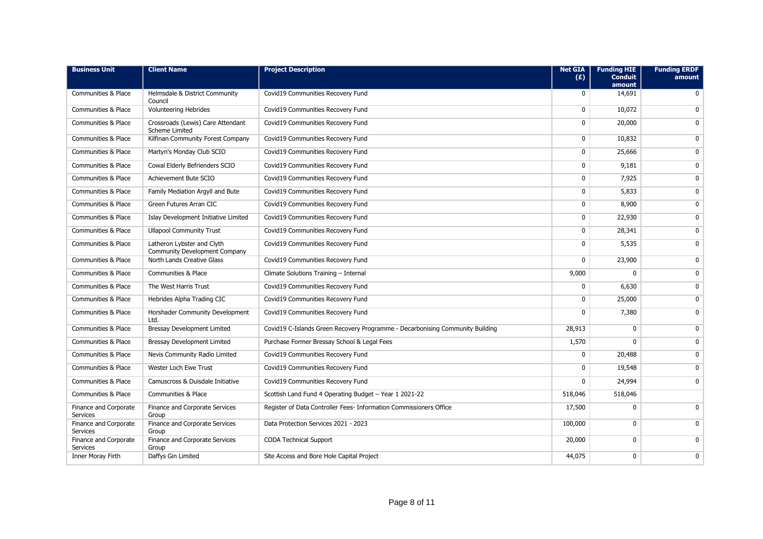| Business Unit | Client Name | Project Description | Net GIA (£) | Funding HIE Conduit amount | Funding ERDF amount |
| --- | --- | --- | --- | --- | --- |
| Communities & Place | Helmsdale & District Community Council | Covid19 Communities Recovery Fund | 0 | 14,691 | 0 |
| Communities & Place | Volunteering Hebrides | Covid19 Communities Recovery Fund | 0 | 10,072 | 0 |
| Communities & Place | Crossroads (Lewis) Care Attendant Scheme Limited | Covid19 Communities Recovery Fund | 0 | 20,000 | 0 |
| Communities & Place | Kilfinan Community Forest Company | Covid19 Communities Recovery Fund | 0 | 10,832 | 0 |
| Communities & Place | Martyn's Monday Club SCIO | Covid19 Communities Recovery Fund | 0 | 25,666 | 0 |
| Communities & Place | Cowal Elderly Befrienders SCIO | Covid19 Communities Recovery Fund | 0 | 9,181 | 0 |
| Communities & Place | Achievement Bute SCIO | Covid19 Communities Recovery Fund | 0 | 7,925 | 0 |
| Communities & Place | Family Mediation Argyll and Bute | Covid19 Communities Recovery Fund | 0 | 5,833 | 0 |
| Communities & Place | Green Futures Arran CIC | Covid19 Communities Recovery Fund | 0 | 8,900 | 0 |
| Communities & Place | Islay Development Initiative Limited | Covid19 Communities Recovery Fund | 0 | 22,930 | 0 |
| Communities & Place | Ullapool Community Trust | Covid19 Communities Recovery Fund | 0 | 28,341 | 0 |
| Communities & Place | Latheron Lybster and Clyth Community Development Company | Covid19 Communities Recovery Fund | 0 | 5,535 | 0 |
| Communities & Place | North Lands Creative Glass | Covid19 Communities Recovery Fund | 0 | 23,900 | 0 |
| Communities & Place | Communities & Place | Climate Solutions Training – Internal | 9,000 | 0 | 0 |
| Communities & Place | The West Harris Trust | Covid19 Communities Recovery Fund | 0 | 6,630 | 0 |
| Communities & Place | Hebrides Alpha Trading CIC | Covid19 Communities Recovery Fund | 0 | 25,000 | 0 |
| Communities & Place | Horshader Community Development Ltd. | Covid19 Communities Recovery Fund | 0 | 7,380 | 0 |
| Communities & Place | Bressay Development Limited | Covid19 C-Islands Green Recovery Programme - Decarbonising Community Building | 28,913 | 0 | 0 |
| Communities & Place | Bressay Development Limited | Purchase Former Bressay School & Legal Fees | 1,570 | 0 | 0 |
| Communities & Place | Nevis Community Radio Limited | Covid19 Communities Recovery Fund | 0 | 20,488 | 0 |
| Communities & Place | Wester Loch Ewe Trust | Covid19 Communities Recovery Fund | 0 | 19,548 | 0 |
| Communities & Place | Camuscross & Duisdale Initiative | Covid19 Communities Recovery Fund | 0 | 24,994 | 0 |
| Communities & Place | Communities & Place | Scottish Land Fund 4 Operating Budget – Year 1 2021-22 | 518,046 | 518,046 | |
| Finance and Corporate Services | Finance and Corporate Services Group | Register of Data Controller Fees- Information Commissioners Office | 17,500 | 0 | 0 |
| Finance and Corporate Services | Finance and Corporate Services Group | Data Protection Services 2021 - 2023 | 100,000 | 0 | 0 |
| Finance and Corporate Services | Finance and Corporate Services Group | CODA Technical Support | 20,000 | 0 | 0 |
| Inner Moray Firth | Daffys Gin Limited | Site Access and Bore Hole Capital Project | 44,075 | 0 | 0 |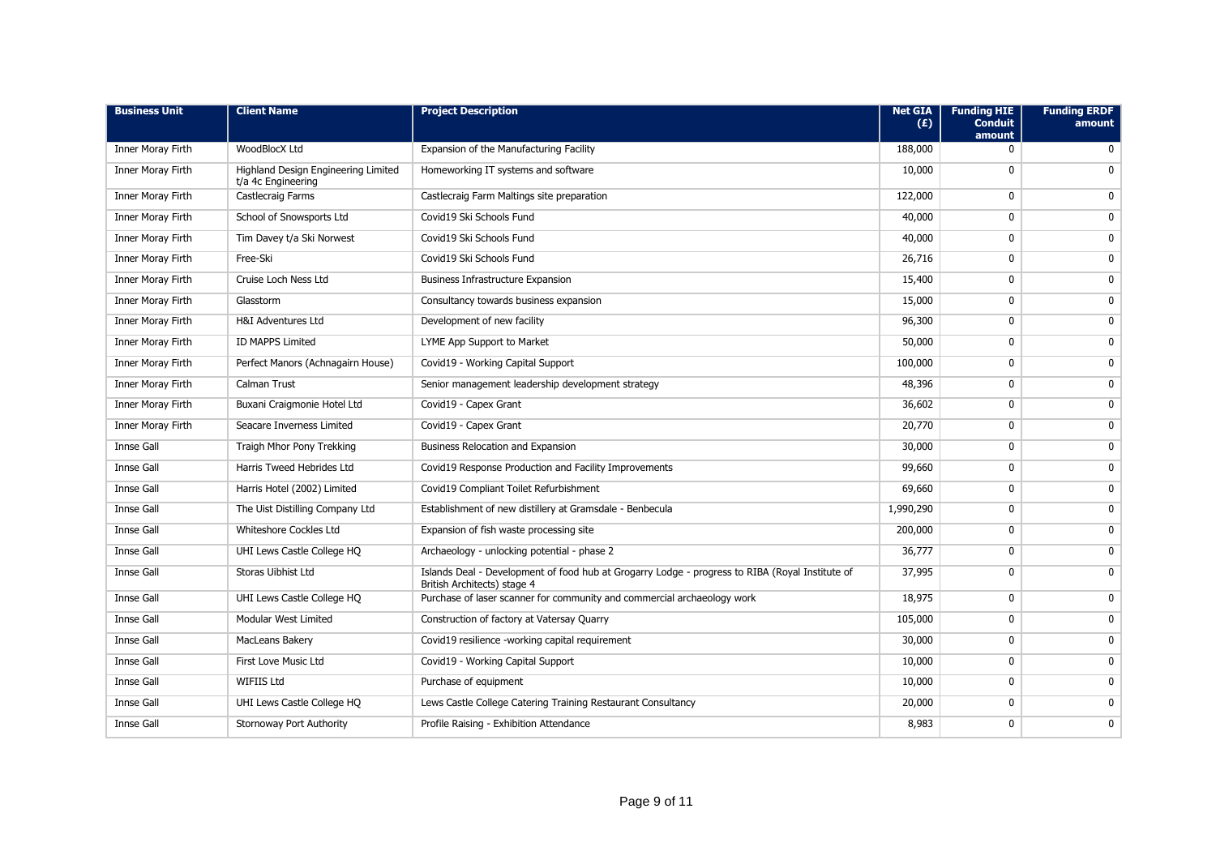| Business Unit | Client Name | Project Description | Net GIA (£) | Funding HIE Conduit amount | Funding ERDF amount |
|---|---|---|---|---|---|
| Inner Moray Firth | WoodBlocX Ltd | Expansion of the Manufacturing Facility | 188,000 | 0 | 0 |
| Inner Moray Firth | Highland Design Engineering Limited t/a 4c Engineering | Homeworking IT systems and software | 10,000 | 0 | 0 |
| Inner Moray Firth | Castlecraig Farms | Castlecraig Farm Maltings site preparation | 122,000 | 0 | 0 |
| Inner Moray Firth | School of Snowsports Ltd | Covid19 Ski Schools Fund | 40,000 | 0 | 0 |
| Inner Moray Firth | Tim Davey t/a Ski Norwest | Covid19 Ski Schools Fund | 40,000 | 0 | 0 |
| Inner Moray Firth | Free-Ski | Covid19 Ski Schools Fund | 26,716 | 0 | 0 |
| Inner Moray Firth | Cruise Loch Ness Ltd | Business Infrastructure Expansion | 15,400 | 0 | 0 |
| Inner Moray Firth | Glasstorm | Consultancy towards business expansion | 15,000 | 0 | 0 |
| Inner Moray Firth | H&I Adventures Ltd | Development of new facility | 96,300 | 0 | 0 |
| Inner Moray Firth | ID MAPPS Limited | LYME App Support to Market | 50,000 | 0 | 0 |
| Inner Moray Firth | Perfect Manors (Achnagairn House) | Covid19 - Working Capital Support | 100,000 | 0 | 0 |
| Inner Moray Firth | Calman Trust | Senior management leadership development strategy | 48,396 | 0 | 0 |
| Inner Moray Firth | Buxani Craigmonie Hotel Ltd | Covid19 - Capex Grant | 36,602 | 0 | 0 |
| Inner Moray Firth | Seacare Inverness Limited | Covid19 - Capex Grant | 20,770 | 0 | 0 |
| Innse Gall | Traigh Mhor Pony Trekking | Business Relocation and Expansion | 30,000 | 0 | 0 |
| Innse Gall | Harris Tweed Hebrides Ltd | Covid19 Response Production and Facility Improvements | 99,660 | 0 | 0 |
| Innse Gall | Harris Hotel (2002) Limited | Covid19 Compliant Toilet Refurbishment | 69,660 | 0 | 0 |
| Innse Gall | The Uist Distilling Company Ltd | Establishment of new distillery at Gramsdale - Benbecula | 1,990,290 | 0 | 0 |
| Innse Gall | Whiteshore Cockles Ltd | Expansion of fish waste processing site | 200,000 | 0 | 0 |
| Innse Gall | UHI Lews Castle College HQ | Archaeology - unlocking potential - phase 2 | 36,777 | 0 | 0 |
| Innse Gall | Storas Uibhist Ltd | Islands Deal - Development of food hub at Grogarry Lodge - progress to RIBA (Royal Institute of British Architects) stage 4 | 37,995 | 0 | 0 |
| Innse Gall | UHI Lews Castle College HQ | Purchase of laser scanner for community and commercial archaeology work | 18,975 | 0 | 0 |
| Innse Gall | Modular West Limited | Construction of factory at Vatersay Quarry | 105,000 | 0 | 0 |
| Innse Gall | MacLeans Bakery | Covid19 resilience -working capital requirement | 30,000 | 0 | 0 |
| Innse Gall | First Love Music Ltd | Covid19 - Working Capital Support | 10,000 | 0 | 0 |
| Innse Gall | WIFIIS Ltd | Purchase of equipment | 10,000 | 0 | 0 |
| Innse Gall | UHI Lews Castle College HQ | Lews Castle College Catering Training Restaurant Consultancy | 20,000 | 0 | 0 |
| Innse Gall | Stornoway Port Authority | Profile Raising - Exhibition Attendance | 8,983 | 0 | 0 |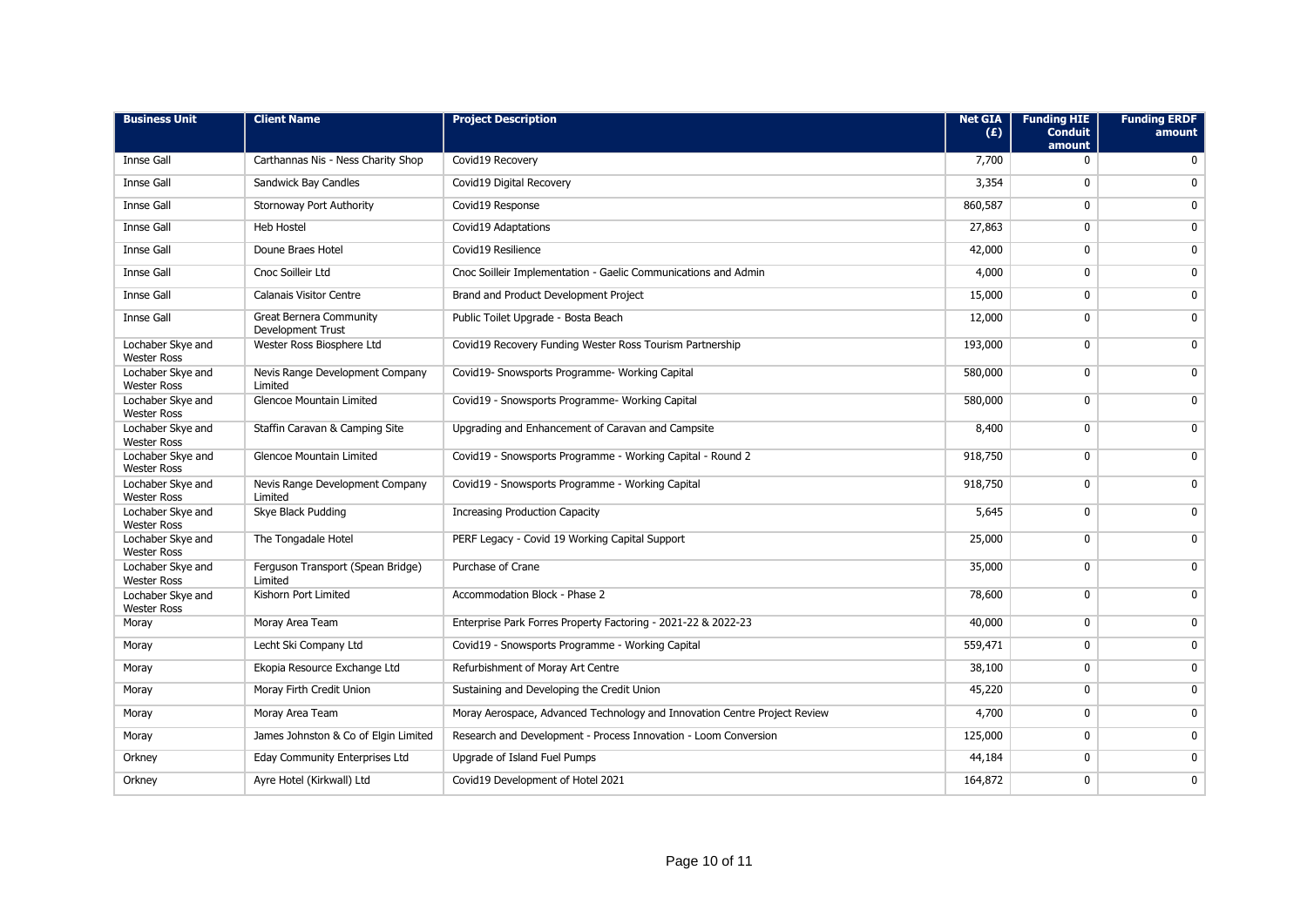| Business Unit | Client Name | Project Description | Net GIA (£) | Funding HIE Conduit amount | Funding ERDF amount |
|---|---|---|---|---|---|
| Innse Gall | Carthannas Nis - Ness Charity Shop | Covid19 Recovery | 7,700 | 0 | 0 |
| Innse Gall | Sandwick Bay Candles | Covid19 Digital Recovery | 3,354 | 0 | 0 |
| Innse Gall | Stornoway Port Authority | Covid19 Response | 860,587 | 0 | 0 |
| Innse Gall | Heb Hostel | Covid19 Adaptations | 27,863 | 0 | 0 |
| Innse Gall | Doune Braes Hotel | Covid19 Resilience | 42,000 | 0 | 0 |
| Innse Gall | Cnoc Soilleir Ltd | Cnoc Soilleir Implementation - Gaelic Communications and Admin | 4,000 | 0 | 0 |
| Innse Gall | Calanais Visitor Centre | Brand and Product Development Project | 15,000 | 0 | 0 |
| Innse Gall | Great Bernera Community Development Trust | Public Toilet Upgrade - Bosta Beach | 12,000 | 0 | 0 |
| Lochaber Skye and Wester Ross | Wester Ross Biosphere Ltd | Covid19 Recovery Funding Wester Ross Tourism Partnership | 193,000 | 0 | 0 |
| Lochaber Skye and Wester Ross | Nevis Range Development Company Limited | Covid19- Snowsports Programme- Working Capital | 580,000 | 0 | 0 |
| Lochaber Skye and Wester Ross | Glencoe Mountain Limited | Covid19 - Snowsports Programme- Working Capital | 580,000 | 0 | 0 |
| Lochaber Skye and Wester Ross | Staffin Caravan & Camping Site | Upgrading and Enhancement of Caravan and Campsite | 8,400 | 0 | 0 |
| Lochaber Skye and Wester Ross | Glencoe Mountain Limited | Covid19 - Snowsports Programme - Working Capital - Round 2 | 918,750 | 0 | 0 |
| Lochaber Skye and Wester Ross | Nevis Range Development Company Limited | Covid19 - Snowsports Programme - Working Capital | 918,750 | 0 | 0 |
| Lochaber Skye and Wester Ross | Skye Black Pudding | Increasing Production Capacity | 5,645 | 0 | 0 |
| Lochaber Skye and Wester Ross | The Tongadale Hotel | PERF Legacy - Covid 19 Working Capital Support | 25,000 | 0 | 0 |
| Lochaber Skye and Wester Ross | Ferguson Transport (Spean Bridge) Limited | Purchase of Crane | 35,000 | 0 | 0 |
| Lochaber Skye and Wester Ross | Kishorn Port Limited | Accommodation Block - Phase 2 | 78,600 | 0 | 0 |
| Moray | Moray Area Team | Enterprise Park Forres Property Factoring - 2021-22 & 2022-23 | 40,000 | 0 | 0 |
| Moray | Lecht Ski Company Ltd | Covid19 - Snowsports Programme - Working Capital | 559,471 | 0 | 0 |
| Moray | Ekopia Resource Exchange Ltd | Refurbishment of Moray Art Centre | 38,100 | 0 | 0 |
| Moray | Moray Firth Credit Union | Sustaining and Developing the Credit Union | 45,220 | 0 | 0 |
| Moray | Moray Area Team | Moray Aerospace, Advanced Technology and Innovation Centre Project Review | 4,700 | 0 | 0 |
| Moray | James Johnston & Co of Elgin Limited | Research and Development - Process Innovation - Loom Conversion | 125,000 | 0 | 0 |
| Orkney | Eday Community Enterprises Ltd | Upgrade of Island Fuel Pumps | 44,184 | 0 | 0 |
| Orkney | Ayre Hotel (Kirkwall) Ltd | Covid19 Development of Hotel 2021 | 164,872 | 0 | 0 |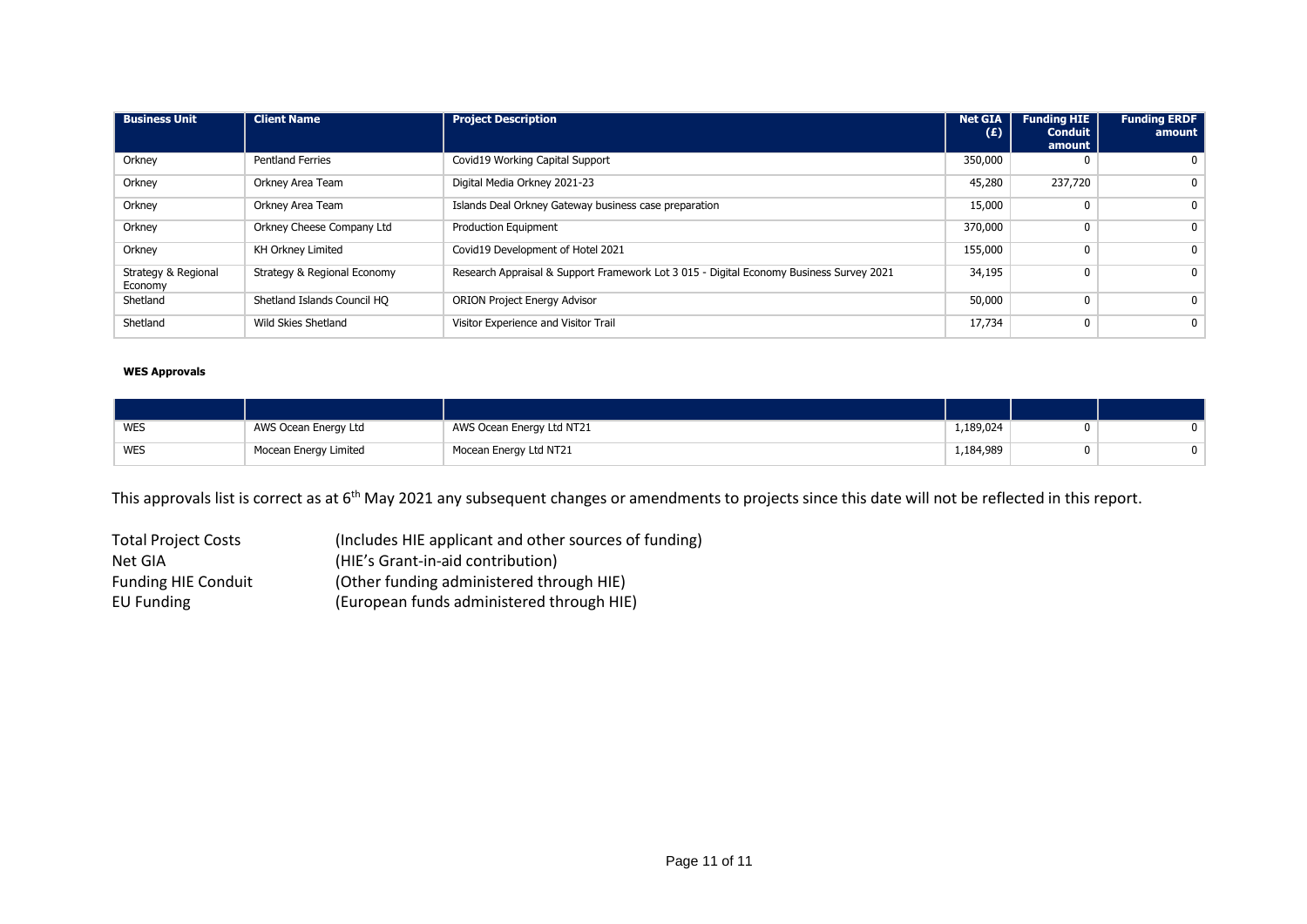| Business Unit | Client Name | Project Description | Net GIA (£) | Funding HIE Conduit amount | Funding ERDF amount |
|---|---|---|---|---|---|
| Orkney | Pentland Ferries | Covid19 Working Capital Support | 350,000 | 0 | 0 |
| Orkney | Orkney Area Team | Digital Media Orkney 2021-23 | 45,280 | 237,720 | 0 |
| Orkney | Orkney Area Team | Islands Deal Orkney Gateway business case preparation | 15,000 | 0 | 0 |
| Orkney | Orkney Cheese Company Ltd | Production Equipment | 370,000 | 0 | 0 |
| Orkney | KH Orkney Limited | Covid19 Development of Hotel 2021 | 155,000 | 0 | 0 |
| Strategy & Regional Economy | Strategy & Regional Economy | Research Appraisal & Support Framework Lot 3 015 - Digital Economy Business Survey 2021 | 34,195 | 0 | 0 |
| Shetland | Shetland Islands Council HQ | ORION Project Energy Advisor | 50,000 | 0 | 0 |
| Shetland | Wild Skies Shetland | Visitor Experience and Visitor Trail | 17,734 | 0 | 0 |

**WES Approvals**

| | | | | | |
|---|---|---|---|---|---|
| WES | AWS Ocean Energy Ltd | AWS Ocean Energy Ltd NT21 | 1,189,024 | 0 | 0 |
| WES | Mocean Energy Limited | Mocean Energy Ltd NT21 | 1,184,989 | 0 | 0 |

This approvals list is correct as at 6th May 2021 any subsequent changes or amendments to projects since this date will not be reflected in this report.

| | |
|---|---|
| Total Project Costs | (Includes HIE applicant and other sources of funding) |
| Net GIA | (HIE's Grant-in-aid contribution) |
| Funding HIE Conduit | (Other funding administered through HIE) |
| EU Funding | (European funds administered through HIE) |